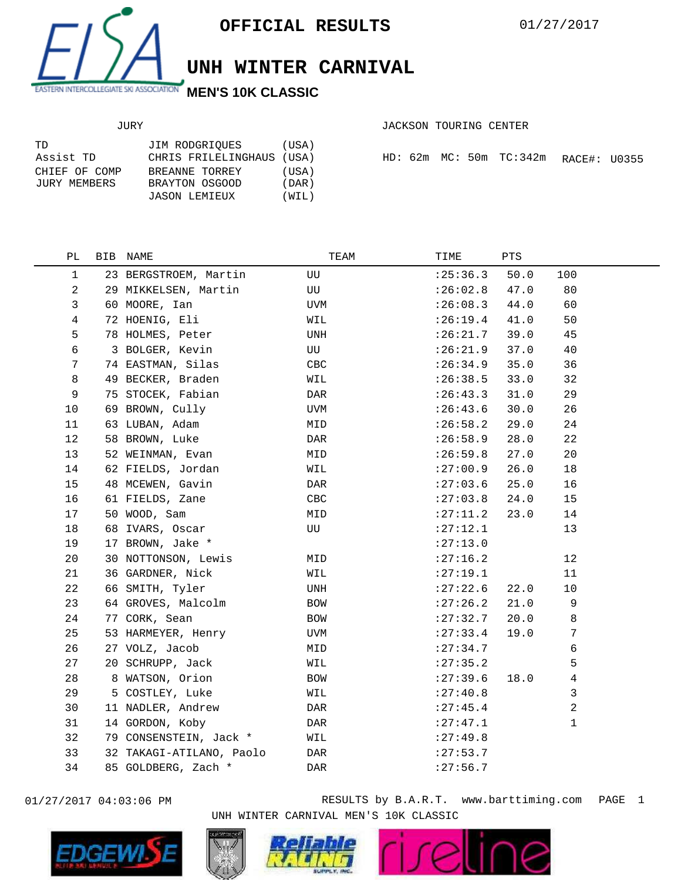# OFFICIAL RESULTS

01/27/2017

## UNH WINTER CARNIVAL

### MEN'S 10K CLASSIC

**JURY**

| | | |
|---|---|---|
| TD | JIM RODGRIQUES | (USA) |
| Assist TD | CHRIS FRILELINGHAUS | (USA) |
| CHIEF OF COMP | BREANNE TORREY | (USA) |
| JURY MEMBERS | BRAYTON OSGOOD | (DAR) |
| | JASON LEMIEUX | (WIL) |

JACKSON TOURING CENTER

HD: 62m MC: 50m TC:342m RACE#: U0355

| PL | BIB | NAME | TEAM | TIME | PTS | |
|---|---|---|---|---|---|---|
| 1 | 23 | BERGSTROEM, Martin | UU | :25:36.3 | 50.0 | 100 |
| 2 | 29 | MIKKELSEN, Martin | UU | :26:02.8 | 47.0 | 80 |
| 3 | 60 | MOORE, Ian | UVM | :26:08.3 | 44.0 | 60 |
| 4 | 72 | HOENIG, Eli | WIL | :26:19.4 | 41.0 | 50 |
| 5 | 78 | HOLMES, Peter | UNH | :26:21.7 | 39.0 | 45 |
| 6 | 3 | BOLGER, Kevin | UU | :26:21.9 | 37.0 | 40 |
| 7 | 74 | EASTMAN, Silas | CBC | :26:34.9 | 35.0 | 36 |
| 8 | 49 | BECKER, Braden | WIL | :26:38.5 | 33.0 | 32 |
| 9 | 75 | STOCEK, Fabian | DAR | :26:43.3 | 31.0 | 29 |
| 10 | 69 | BROWN, Cully | UVM | :26:43.6 | 30.0 | 26 |
| 11 | 63 | LUBAN, Adam | MID | :26:58.2 | 29.0 | 24 |
| 12 | 58 | BROWN, Luke | DAR | :26:58.9 | 28.0 | 22 |
| 13 | 52 | WEINMAN, Evan | MID | :26:59.8 | 27.0 | 20 |
| 14 | 62 | FIELDS, Jordan | WIL | :27:00.9 | 26.0 | 18 |
| 15 | 48 | MCEWEN, Gavin | DAR | :27:03.6 | 25.0 | 16 |
| 16 | 61 | FIELDS, Zane | CBC | :27:03.8 | 24.0 | 15 |
| 17 | 50 | WOOD, Sam | MID | :27:11.2 | 23.0 | 14 |
| 18 | 68 | IVARS, Oscar | UU | :27:12.1 | | 13 |
| 19 | 17 | BROWN, Jake * | | :27:13.0 | | |
| 20 | 30 | NOTTONSON, Lewis | MID | :27:16.2 | | 12 |
| 21 | 36 | GARDNER, Nick | WIL | :27:19.1 | | 11 |
| 22 | 66 | SMITH, Tyler | UNH | :27:22.6 | 22.0 | 10 |
| 23 | 64 | GROVES, Malcolm | BOW | :27:26.2 | 21.0 | 9 |
| 24 | 77 | CORK, Sean | BOW | :27:32.7 | 20.0 | 8 |
| 25 | 53 | HARMEYER, Henry | UVM | :27:33.4 | 19.0 | 7 |
| 26 | 27 | VOLZ, Jacob | MID | :27:34.7 | | 6 |
| 27 | 20 | SCHRUPP, Jack | WIL | :27:35.2 | | 5 |
| 28 | 8 | WATSON, Orion | BOW | :27:39.6 | 18.0 | 4 |
| 29 | 5 | COSTLEY, Luke | WIL | :27:40.8 | | 3 |
| 30 | 11 | NADLER, Andrew | DAR | :27:45.4 | | 2 |
| 31 | 14 | GORDON, Koby | DAR | :27:47.1 | | 1 |
| 32 | 79 | CONSENSTEIN, Jack * | WIL | :27:49.8 | | |
| 33 | 32 | TAKAGI-ATILANO, Paolo | DAR | :27:53.7 | | |
| 34 | 85 | GOLDBERG, Zach * | DAR | :27:56.7 | | |

01/27/2017 04:03:06 PM RESULTS by B.A.R.T. www.barttiming.com

UNH WINTER CARNIVAL MEN'S 10K CLASSIC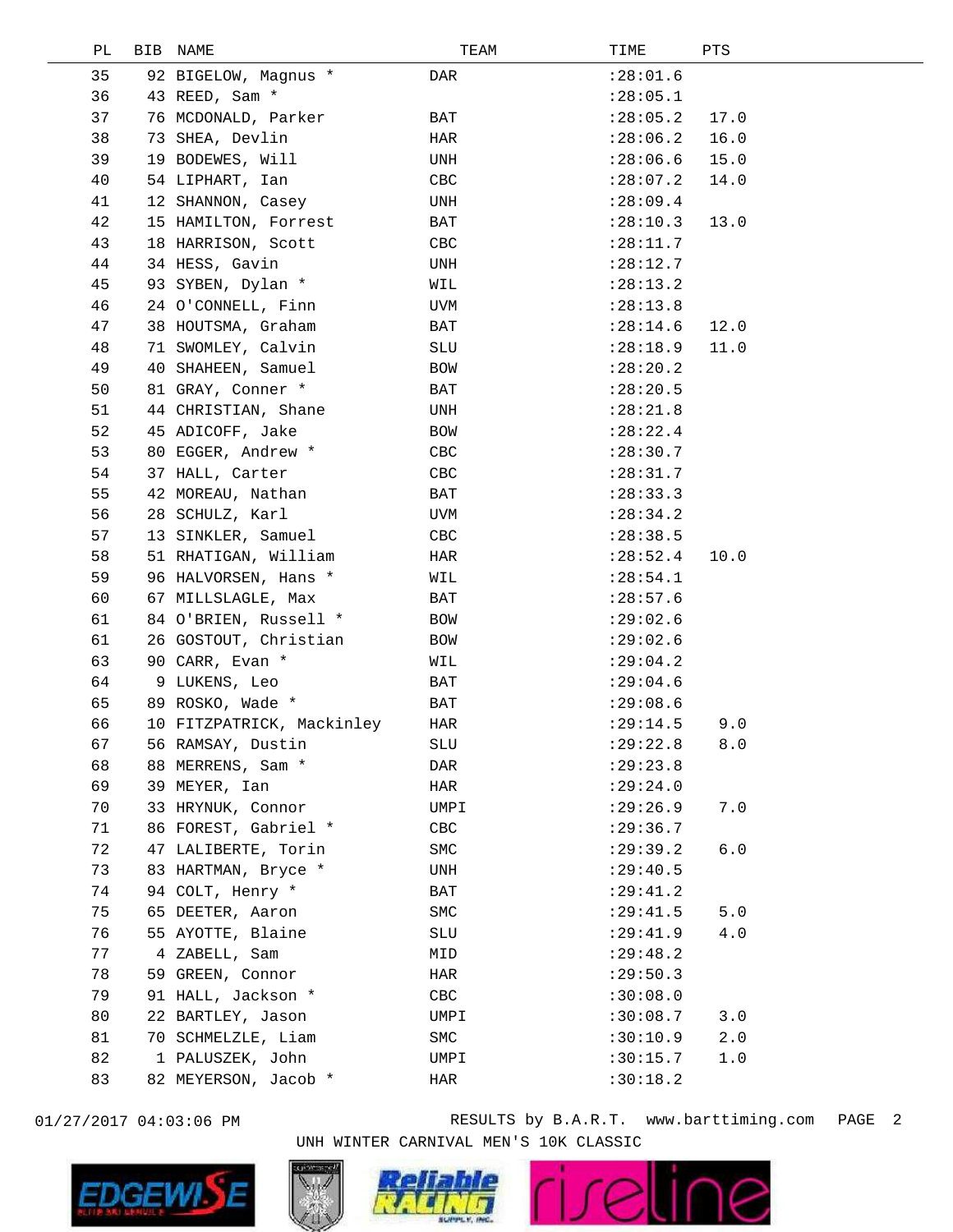| PL | BIB | NAME | TEAM | TIME | PTS |
|---|---|---|---|---|---|
| 35 | 92 | BIGELOW, Magnus * | DAR | :28:01.6 | |
| 36 | 43 | REED, Sam * | | :28:05.1 | |
| 37 | 76 | MCDONALD, Parker | BAT | :28:05.2 | 17.0 |
| 38 | 73 | SHEA, Devlin | HAR | :28:06.2 | 16.0 |
| 39 | 19 | BODEWES, Will | UNH | :28:06.6 | 15.0 |
| 40 | 54 | LIPHART, Ian | CBC | :28:07.2 | 14.0 |
| 41 | 12 | SHANNON, Casey | UNH | :28:09.4 | |
| 42 | 15 | HAMILTON, Forrest | BAT | :28:10.3 | 13.0 |
| 43 | 18 | HARRISON, Scott | CBC | :28:11.7 | |
| 44 | 34 | HESS, Gavin | UNH | :28:12.7 | |
| 45 | 93 | SYBEN, Dylan * | WIL | :28:13.2 | |
| 46 | 24 | O'CONNELL, Finn | UVM | :28:13.8 | |
| 47 | 38 | HOUTSMA, Graham | BAT | :28:14.6 | 12.0 |
| 48 | 71 | SWOMLEY, Calvin | SLU | :28:18.9 | 11.0 |
| 49 | 40 | SHAHEEN, Samuel | BOW | :28:20.2 | |
| 50 | 81 | GRAY, Conner * | BAT | :28:20.5 | |
| 51 | 44 | CHRISTIAN, Shane | UNH | :28:21.8 | |
| 52 | 45 | ADICOFF, Jake | BOW | :28:22.4 | |
| 53 | 80 | EGGER, Andrew * | CBC | :28:30.7 | |
| 54 | 37 | HALL, Carter | CBC | :28:31.7 | |
| 55 | 42 | MOREAU, Nathan | BAT | :28:33.3 | |
| 56 | 28 | SCHULZ, Karl | UVM | :28:34.2 | |
| 57 | 13 | SINKLER, Samuel | CBC | :28:38.5 | |
| 58 | 51 | RHATIGAN, William | HAR | :28:52.4 | 10.0 |
| 59 | 96 | HALVORSEN, Hans * | WIL | :28:54.1 | |
| 60 | 67 | MILLSLAGLE, Max | BAT | :28:57.6 | |
| 61 | 84 | O'BRIEN, Russell * | BOW | :29:02.6 | |
| 61 | 26 | GOSTOUT, Christian | BOW | :29:02.6 | |
| 63 | 90 | CARR, Evan * | WIL | :29:04.2 | |
| 64 | 9 | LUKENS, Leo | BAT | :29:04.6 | |
| 65 | 89 | ROSKO, Wade * | BAT | :29:08.6 | |
| 66 | 10 | FITZPATRICK, Mackinley | HAR | :29:14.5 | 9.0 |
| 67 | 56 | RAMSAY, Dustin | SLU | :29:22.8 | 8.0 |
| 68 | 88 | MERRENS, Sam * | DAR | :29:23.8 | |
| 69 | 39 | MEYER, Ian | HAR | :29:24.0 | |
| 70 | 33 | HRYNUK, Connor | UMPI | :29:26.9 | 7.0 |
| 71 | 86 | FOREST, Gabriel * | CBC | :29:36.7 | |
| 72 | 47 | LALIBERTE, Torin | SMC | :29:39.2 | 6.0 |
| 73 | 83 | HARTMAN, Bryce * | UNH | :29:40.5 | |
| 74 | 94 | COLT, Henry * | BAT | :29:41.2 | |
| 75 | 65 | DEETER, Aaron | SMC | :29:41.5 | 5.0 |
| 76 | 55 | AYOTTE, Blaine | SLU | :29:41.9 | 4.0 |
| 77 | 4 | ZABELL, Sam | MID | :29:48.2 | |
| 78 | 59 | GREEN, Connor | HAR | :29:50.3 | |
| 79 | 91 | HALL, Jackson * | CBC | :30:08.0 | |
| 80 | 22 | BARTLEY, Jason | UMPI | :30:08.7 | 3.0 |
| 81 | 70 | SCHMELZLE, Liam | SMC | :30:10.9 | 2.0 |
| 82 | 1 | PALUSZEK, John | UMPI | :30:15.7 | 1.0 |
| 83 | 82 | MEYERSON, Jacob * | HAR | :30:18.2 | |

01/27/2017 04:03:06 PM RESULTS by B.A.R.T. www.barttiming.com

UNH WINTER CARNIVAL MEN'S 10K CLASSIC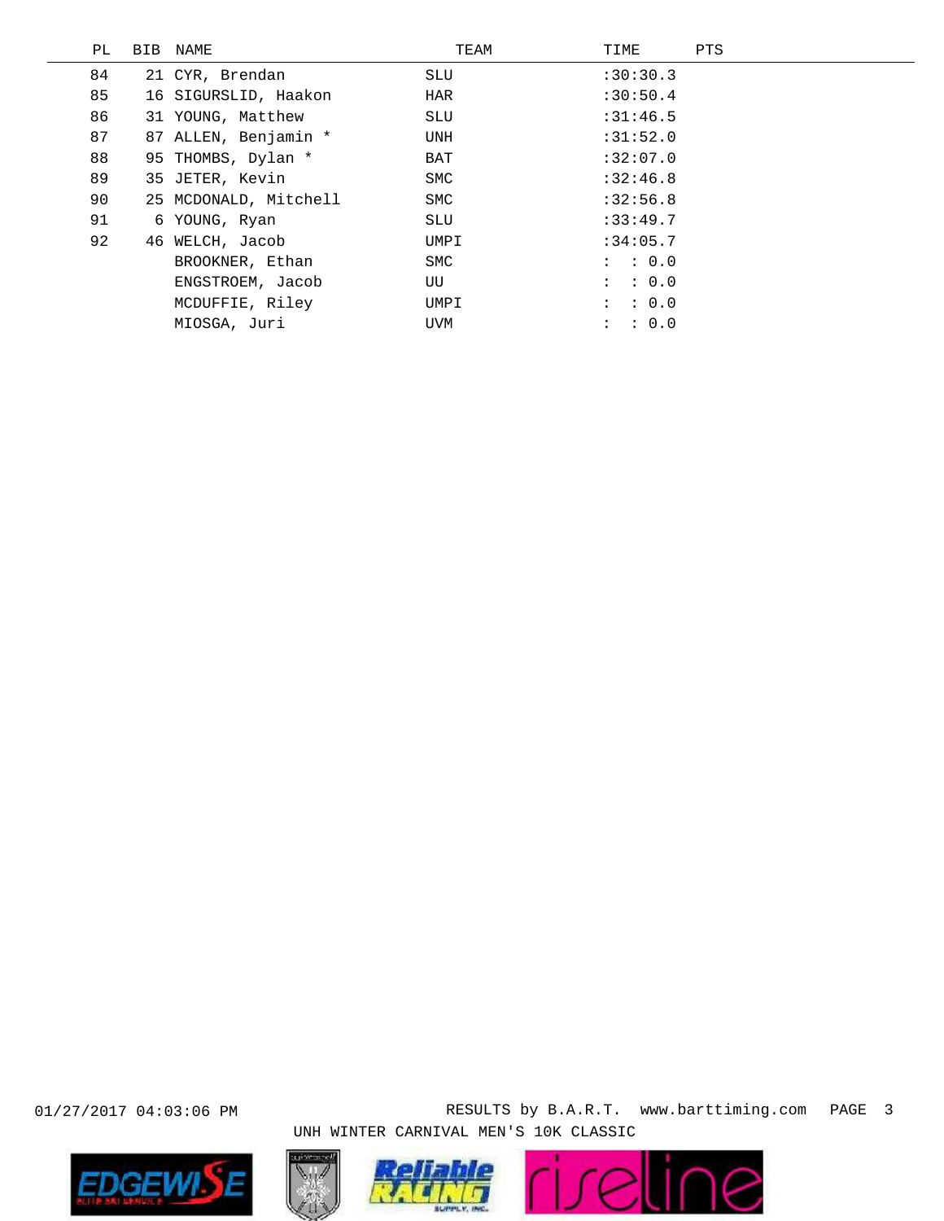| PL | BIB | NAME | TEAM | TIME | PTS |
|---|---|---|---|---|---|
| 84 | 21 | CYR, Brendan | SLU | :30:30.3 | |
| 85 | 16 | SIGURSLID, Haakon | HAR | :30:50.4 | |
| 86 | 31 | YOUNG, Matthew | SLU | :31:46.5 | |
| 87 | 87 | ALLEN, Benjamin * | UNH | :31:52.0 | |
| 88 | 95 | THOMBS, Dylan * | BAT | :32:07.0 | |
| 89 | 35 | JETER, Kevin | SMC | :32:46.8 | |
| 90 | 25 | MCDONALD, Mitchell | SMC | :32:56.8 | |
| 91 | 6 | YOUNG, Ryan | SLU | :33:49.7 | |
| 92 | 46 | WELCH, Jacob | UMPI | :34:05.7 | |
| | | BROOKNER, Ethan | SMC | : : 0.0 | |
| | | ENGSTROEM, Jacob | UU | : : 0.0 | |
| | | MCDUFFIE, Riley | UMPI | : : 0.0 | |
| | | MIOSGA, Juri | UVM | : : 0.0 | |

01/27/2017 04:03:06 PM RESULTS by B.A.R.T. www.barttiming.com

UNH WINTER CARNIVAL MEN'S 10K CLASSIC